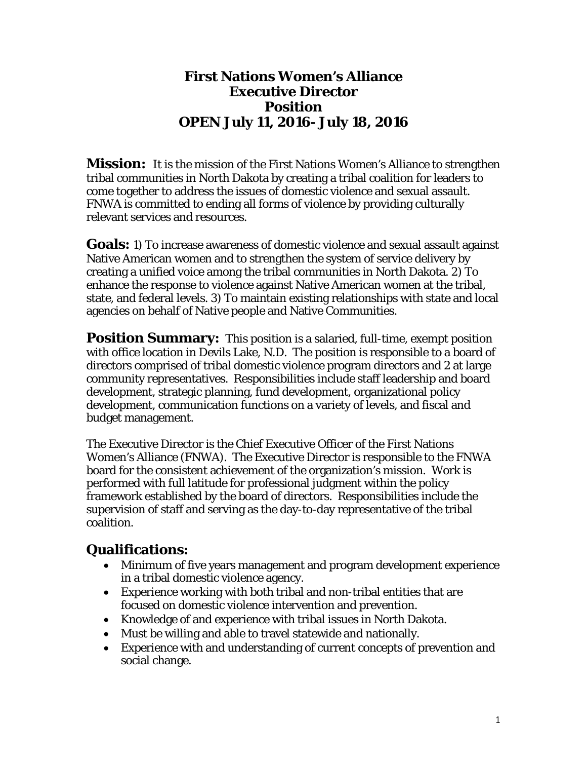# First Nations Women's Alliance
# Executive Director
# Position
# OPEN July 11, 2016- July 18, 2016

**Mission:** It is the mission of the First Nations Women's Alliance to strengthen tribal communities in North Dakota by creating a tribal coalition for leaders to come together to address the issues of domestic violence and sexual assault. FNWA is committed to ending all forms of violence by providing culturally relevant services and resources.

**Goals:** 1) To increase awareness of domestic violence and sexual assault against Native American women and to strengthen the system of service delivery by creating a unified voice among the tribal communities in North Dakota. 2) To enhance the response to violence against Native American women at the tribal, state, and federal levels. 3) To maintain existing relationships with state and local agencies on behalf of Native people and Native Communities.

**Position Summary:** This position is a salaried, full-time, exempt position with office location in Devils Lake, N.D. The position is responsible to a board of directors comprised of tribal domestic violence program directors and 2 at large community representatives. Responsibilities include staff leadership and board development, strategic planning, fund development, organizational policy development, communication functions on a variety of levels, and fiscal and budget management.

The Executive Director is the Chief Executive Officer of the First Nations Women's Alliance (FNWA). The Executive Director is responsible to the FNWA board for the consistent achievement of the organization's mission. Work is performed with full latitude for professional judgment within the policy framework established by the board of directors. Responsibilities include the supervision of staff and serving as the day-to-day representative of the tribal coalition.

## Qualifications:

- Minimum of five years management and program development experience in a tribal domestic violence agency.
- Experience working with both tribal and non-tribal entities that are focused on domestic violence intervention and prevention.
- Knowledge of and experience with tribal issues in North Dakota.
- Must be willing and able to travel statewide and nationally.
- Experience with and understanding of current concepts of prevention and social change.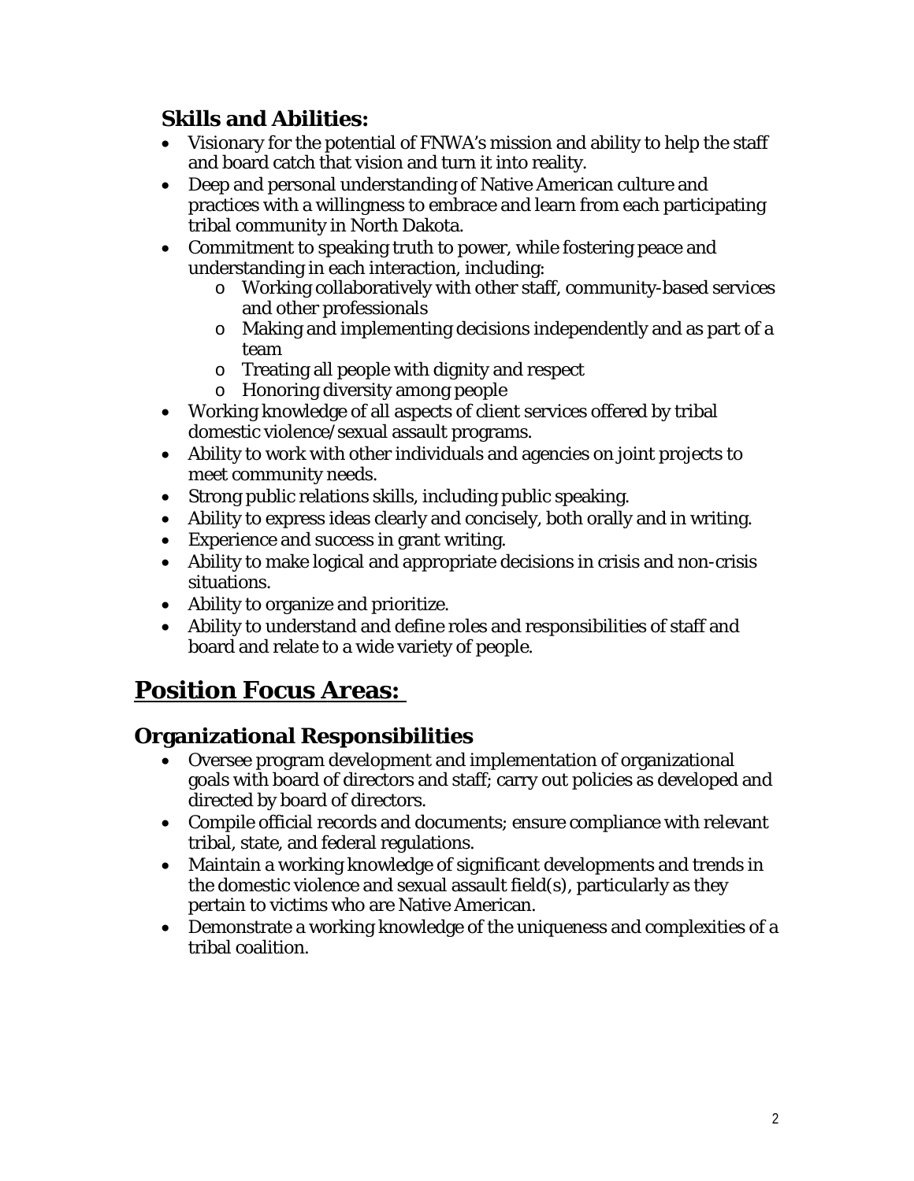### Skills and Abilities:

- Visionary for the potential of FNWA's mission and ability to help the staff and board catch that vision and turn it into reality.
- Deep and personal understanding of Native American culture and practices with a willingness to embrace and learn from each participating tribal community in North Dakota.
- Commitment to speaking truth to power, while fostering peace and understanding in each interaction, including:
    - Working collaboratively with other staff, community-based services and other professionals
    - Making and implementing decisions independently and as part of a team
    - Treating all people with dignity and respect
    - Honoring diversity among people
- Working knowledge of all aspects of client services offered by tribal domestic violence/sexual assault programs.
- Ability to work with other individuals and agencies on joint projects to meet community needs.
- Strong public relations skills, including public speaking.
- Ability to express ideas clearly and concisely, both orally and in writing.
- Experience and success in grant writing.
- Ability to make logical and appropriate decisions in crisis and non-crisis situations.
- Ability to organize and prioritize.
- Ability to understand and define roles and responsibilities of staff and board and relate to a wide variety of people.

## Position Focus Areas:

### Organizational Responsibilities

- Oversee program development and implementation of organizational goals with board of directors and staff; carry out policies as developed and directed by board of directors.
- Compile official records and documents; ensure compliance with relevant tribal, state, and federal regulations.
- Maintain a working knowledge of significant developments and trends in the domestic violence and sexual assault field(s), particularly as they pertain to victims who are Native American.
- Demonstrate a working knowledge of the uniqueness and complexities of a tribal coalition.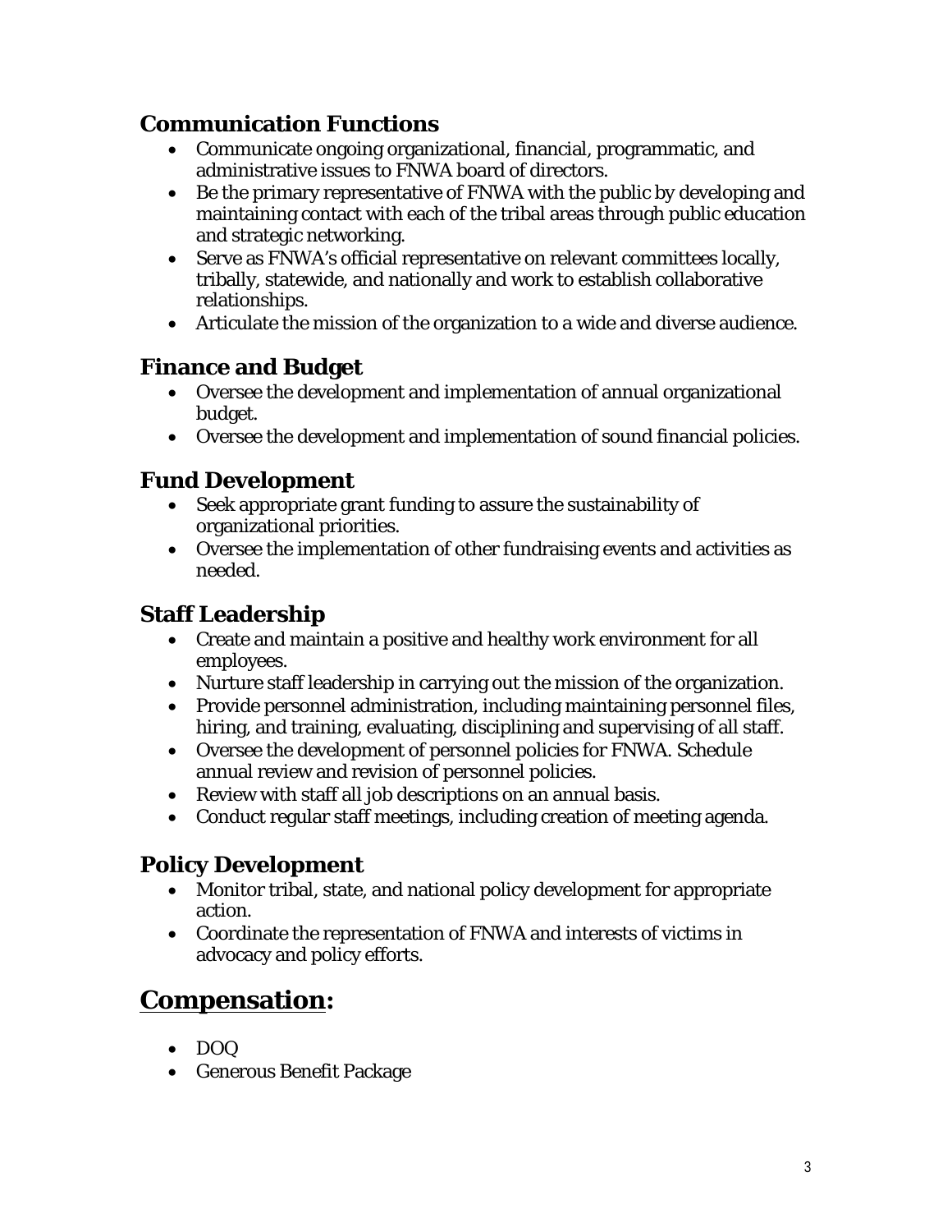### Communication Functions

- Communicate ongoing organizational, financial, programmatic, and administrative issues to FNWA board of directors.
- Be the primary representative of FNWA with the public by developing and maintaining contact with each of the tribal areas through public education and strategic networking.
- Serve as FNWA's official representative on relevant committees locally, tribally, statewide, and nationally and work to establish collaborative relationships.
- Articulate the mission of the organization to a wide and diverse audience.

### Finance and Budget

- Oversee the development and implementation of annual organizational budget.
- Oversee the development and implementation of sound financial policies.

### Fund Development

- Seek appropriate grant funding to assure the sustainability of organizational priorities.
- Oversee the implementation of other fundraising events and activities as needed.

### Staff Leadership

- Create and maintain a positive and healthy work environment for all employees.
- Nurture staff leadership in carrying out the mission of the organization.
- Provide personnel administration, including maintaining personnel files, hiring, and training, evaluating, disciplining and supervising of all staff.
- Oversee the development of personnel policies for FNWA. Schedule annual review and revision of personnel policies.
- Review with staff all job descriptions on an annual basis.
- Conduct regular staff meetings, including creation of meeting agenda.

### Policy Development

- Monitor tribal, state, and national policy development for appropriate action.
- Coordinate the representation of FNWA and interests of victims in advocacy and policy efforts.

## Compensation:

- DOQ
- Generous Benefit Package